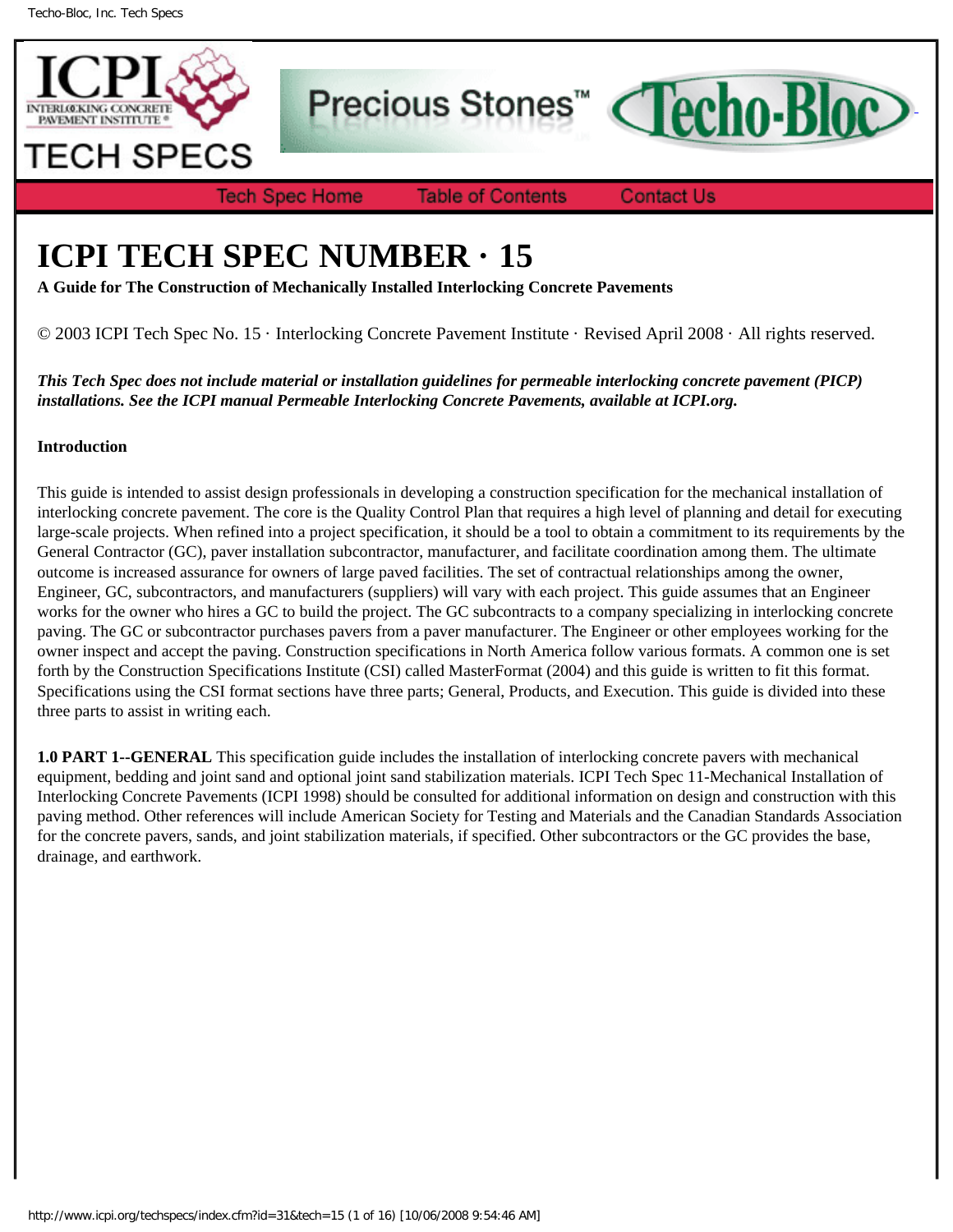# ICPI TECH SPEC NUMBER · 15

**A Guide for The Construction of Mechanically Installed Interlocking Concrete Pavements**

© 2003 ICPI Tech Spec No. 15 · Interlocking Concrete Pavement Institute · Revised April 2008 · All rights reserved.

***This Tech Spec does not include material or installation guidelines for permeable interlocking concrete pavement (PICP) installations. See the ICPI manual Permeable Interlocking Concrete Pavements, available at ICPI.org.***

**Introduction**

This guide is intended to assist design professionals in developing a construction specification for the mechanical installation of interlocking concrete pavement. The core is the Quality Control Plan that requires a high level of planning and detail for executing large-scale projects. When refined into a project specification, it should be a tool to obtain a commitment to its requirements by the General Contractor (GC), paver installation subcontractor, manufacturer, and facilitate coordination among them. The ultimate outcome is increased assurance for owners of large paved facilities. The set of contractual relationships among the owner, Engineer, GC, subcontractors, and manufacturers (suppliers) will vary with each project. This guide assumes that an Engineer works for the owner who hires a GC to build the project. The GC subcontracts to a company specializing in interlocking concrete paving. The GC or subcontractor purchases pavers from a paver manufacturer. The Engineer or other employees working for the owner inspect and accept the paving. Construction specifications in North America follow various formats. A common one is set forth by the Construction Specifications Institute (CSI) called MasterFormat (2004) and this guide is written to fit this format. Specifications using the CSI format sections have three parts; General, Products, and Execution. This guide is divided into these three parts to assist in writing each.

**1.0 PART 1--GENERAL** This specification guide includes the installation of interlocking concrete pavers with mechanical equipment, bedding and joint sand and optional joint sand stabilization materials. ICPI Tech Spec 11-Mechanical Installation of Interlocking Concrete Pavements (ICPI 1998) should be consulted for additional information on design and construction with this paving method. Other references will include American Society for Testing and Materials and the Canadian Standards Association for the concrete pavers, sands, and joint stabilization materials, if specified. Other subcontractors or the GC provides the base, drainage, and earthwork.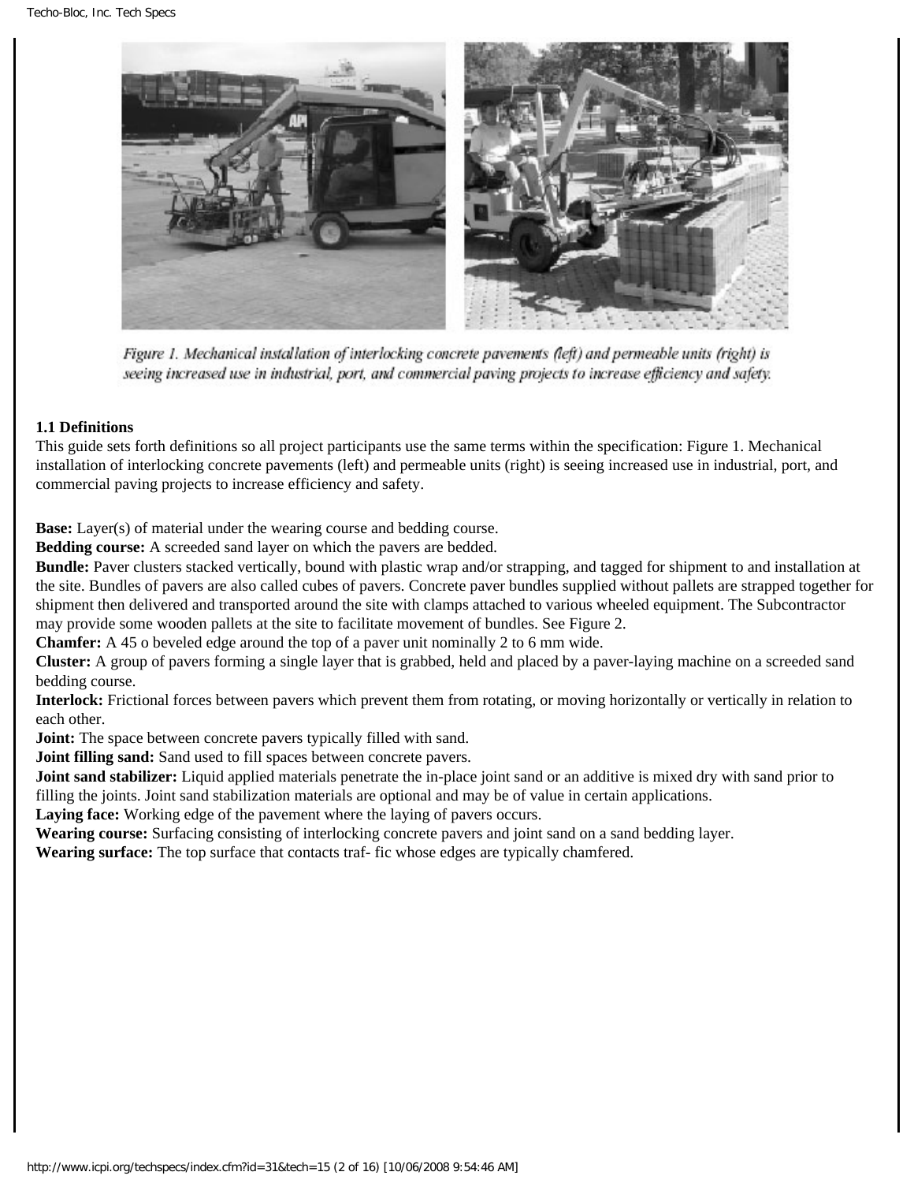Figure 1. Mechanical installation of interlocking concrete pavements (left) and permeable units (right) is seeing increased use in industrial, port, and commercial paving projects to increase efficiency and safety.

**1.1 Definitions**

This guide sets forth definitions so all project participants use the same terms within the specification: Figure 1. Mechanical installation of interlocking concrete pavements (left) and permeable units (right) is seeing increased use in industrial, port, and commercial paving projects to increase efficiency and safety.

**Base:** Layer(s) of material under the wearing course and bedding course.

**Bedding course:** A screeded sand layer on which the pavers are bedded.

**Bundle:** Paver clusters stacked vertically, bound with plastic wrap and/or strapping, and tagged for shipment to and installation at the site. Bundles of pavers are also called cubes of pavers. Concrete paver bundles supplied without pallets are strapped together for shipment then delivered and transported around the site with clamps attached to various wheeled equipment. The Subcontractor may provide some wooden pallets at the site to facilitate movement of bundles. See Figure 2.

**Chamfer:** A 45 o beveled edge around the top of a paver unit nominally 2 to 6 mm wide.

**Cluster:** A group of pavers forming a single layer that is grabbed, held and placed by a paver-laying machine on a screeded sand bedding course.

**Interlock:** Frictional forces between pavers which prevent them from rotating, or moving horizontally or vertically in relation to each other.

**Joint:** The space between concrete pavers typically filled with sand.

**Joint filling sand:** Sand used to fill spaces between concrete pavers.

**Joint sand stabilizer:** Liquid applied materials penetrate the in-place joint sand or an additive is mixed dry with sand prior to filling the joints. Joint sand stabilization materials are optional and may be of value in certain applications.

**Laying face:** Working edge of the pavement where the laying of pavers occurs.

**Wearing course:** Surfacing consisting of interlocking concrete pavers and joint sand on a sand bedding layer.

**Wearing surface:** The top surface that contacts traf- fic whose edges are typically chamfered.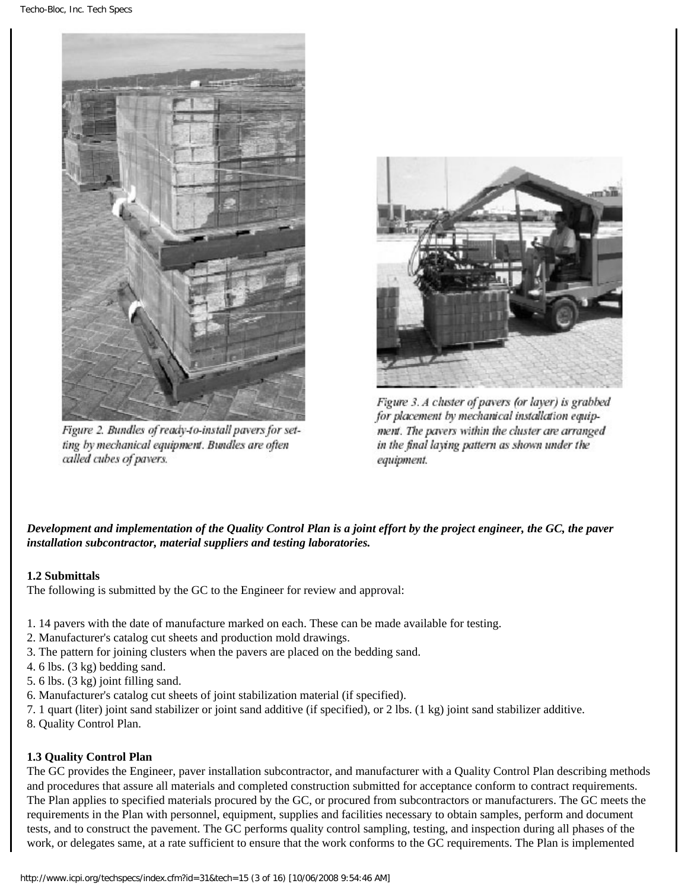Figure 2. Bundles of ready-to-install pavers for setting by mechanical equipment. Bundles are often called cubes of pavers.

Figure 3. A cluster of pavers (or layer) is grabbed for placement by mechanical installation equipment. The pavers within the cluster are arranged in the final laying pattern as shown under the equipment.

***Development and implementation of the Quality Control Plan is a joint effort by the project engineer, the GC, the paver installation subcontractor, material suppliers and testing laboratories.***

**1.2 Submittals**

The following is submitted by the GC to the Engineer for review and approval:

1. 14 pavers with the date of manufacture marked on each. These can be made available for testing.
2. Manufacturer's catalog cut sheets and production mold drawings.
3. The pattern for joining clusters when the pavers are placed on the bedding sand.
4. 6 lbs. (3 kg) bedding sand.
5. 6 lbs. (3 kg) joint filling sand.
6. Manufacturer's catalog cut sheets of joint stabilization material (if specified).
7. 1 quart (liter) joint sand stabilizer or joint sand additive (if specified), or 2 lbs. (1 kg) joint sand stabilizer additive.
8. Quality Control Plan.

**1.3 Quality Control Plan**

The GC provides the Engineer, paver installation subcontractor, and manufacturer with a Quality Control Plan describing methods and procedures that assure all materials and completed construction submitted for acceptance conform to contract requirements. The Plan applies to specified materials procured by the GC, or procured from subcontractors or manufacturers. The GC meets the requirements in the Plan with personnel, equipment, supplies and facilities necessary to obtain samples, perform and document tests, and to construct the pavement. The GC performs quality control sampling, testing, and inspection during all phases of the work, or delegates same, at a rate sufficient to ensure that the work conforms to the GC requirements. The Plan is implemented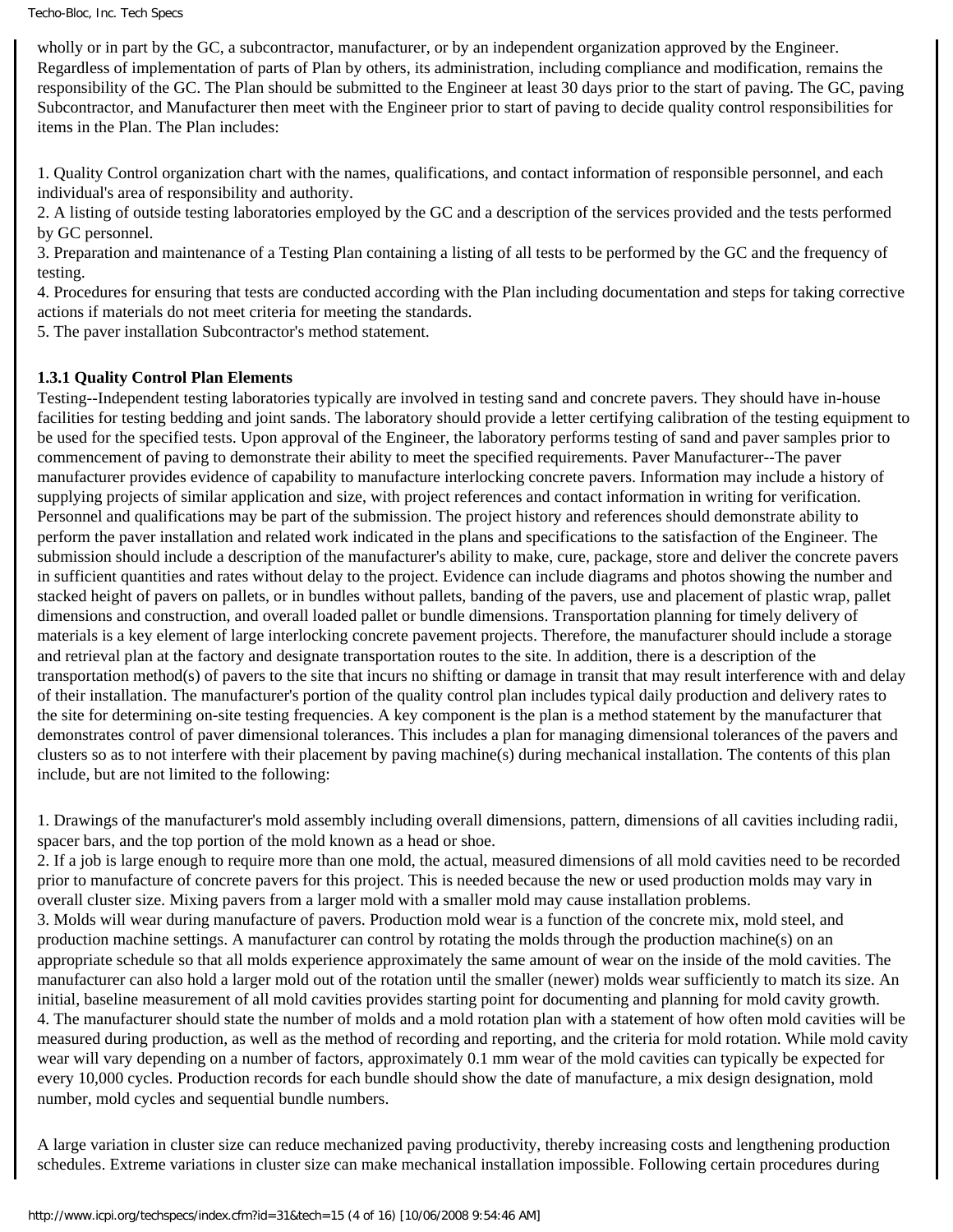wholly or in part by the GC, a subcontractor, manufacturer, or by an independent organization approved by the Engineer. Regardless of implementation of parts of Plan by others, its administration, including compliance and modification, remains the responsibility of the GC. The Plan should be submitted to the Engineer at least 30 days prior to the start of paving. The GC, paving Subcontractor, and Manufacturer then meet with the Engineer prior to start of paving to decide quality control responsibilities for items in the Plan. The Plan includes:

1. Quality Control organization chart with the names, qualifications, and contact information of responsible personnel, and each individual's area of responsibility and authority.
2. A listing of outside testing laboratories employed by the GC and a description of the services provided and the tests performed by GC personnel.
3. Preparation and maintenance of a Testing Plan containing a listing of all tests to be performed by the GC and the frequency of testing.
4. Procedures for ensuring that tests are conducted according with the Plan including documentation and steps for taking corrective actions if materials do not meet criteria for meeting the standards.
5. The paver installation Subcontractor's method statement.

### 1.3.1 Quality Control Plan Elements

Testing--Independent testing laboratories typically are involved in testing sand and concrete pavers. They should have in-house facilities for testing bedding and joint sands. The laboratory should provide a letter certifying calibration of the testing equipment to be used for the specified tests. Upon approval of the Engineer, the laboratory performs testing of sand and paver samples prior to commencement of paving to demonstrate their ability to meet the specified requirements. Paver Manufacturer--The paver manufacturer provides evidence of capability to manufacture interlocking concrete pavers. Information may include a history of supplying projects of similar application and size, with project references and contact information in writing for verification. Personnel and qualifications may be part of the submission. The project history and references should demonstrate ability to perform the paver installation and related work indicated in the plans and specifications to the satisfaction of the Engineer. The submission should include a description of the manufacturer's ability to make, cure, package, store and deliver the concrete pavers in sufficient quantities and rates without delay to the project. Evidence can include diagrams and photos showing the number and stacked height of pavers on pallets, or in bundles without pallets, banding of the pavers, use and placement of plastic wrap, pallet dimensions and construction, and overall loaded pallet or bundle dimensions. Transportation planning for timely delivery of materials is a key element of large interlocking concrete pavement projects. Therefore, the manufacturer should include a storage and retrieval plan at the factory and designate transportation routes to the site. In addition, there is a description of the transportation method(s) of pavers to the site that incurs no shifting or damage in transit that may result interference with and delay of their installation. The manufacturer's portion of the quality control plan includes typical daily production and delivery rates to the site for determining on-site testing frequencies. A key component is the plan is a method statement by the manufacturer that demonstrates control of paver dimensional tolerances. This includes a plan for managing dimensional tolerances of the pavers and clusters so as to not interfere with their placement by paving machine(s) during mechanical installation. The contents of this plan include, but are not limited to the following:

1. Drawings of the manufacturer's mold assembly including overall dimensions, pattern, dimensions of all cavities including radii, spacer bars, and the top portion of the mold known as a head or shoe.
2. If a job is large enough to require more than one mold, the actual, measured dimensions of all mold cavities need to be recorded prior to manufacture of concrete pavers for this project. This is needed because the new or used production molds may vary in overall cluster size. Mixing pavers from a larger mold with a smaller mold may cause installation problems.
3. Molds will wear during manufacture of pavers. Production mold wear is a function of the concrete mix, mold steel, and production machine settings. A manufacturer can control by rotating the molds through the production machine(s) on an appropriate schedule so that all molds experience approximately the same amount of wear on the inside of the mold cavities. The manufacturer can also hold a larger mold out of the rotation until the smaller (newer) molds wear sufficiently to match its size. An initial, baseline measurement of all mold cavities provides starting point for documenting and planning for mold cavity growth.
4. The manufacturer should state the number of molds and a mold rotation plan with a statement of how often mold cavities will be measured during production, as well as the method of recording and reporting, and the criteria for mold rotation. While mold cavity wear will vary depending on a number of factors, approximately 0.1 mm wear of the mold cavities can typically be expected for every 10,000 cycles. Production records for each bundle should show the date of manufacture, a mix design designation, mold number, mold cycles and sequential bundle numbers.

A large variation in cluster size can reduce mechanized paving productivity, thereby increasing costs and lengthening production schedules. Extreme variations in cluster size can make mechanical installation impossible. Following certain procedures during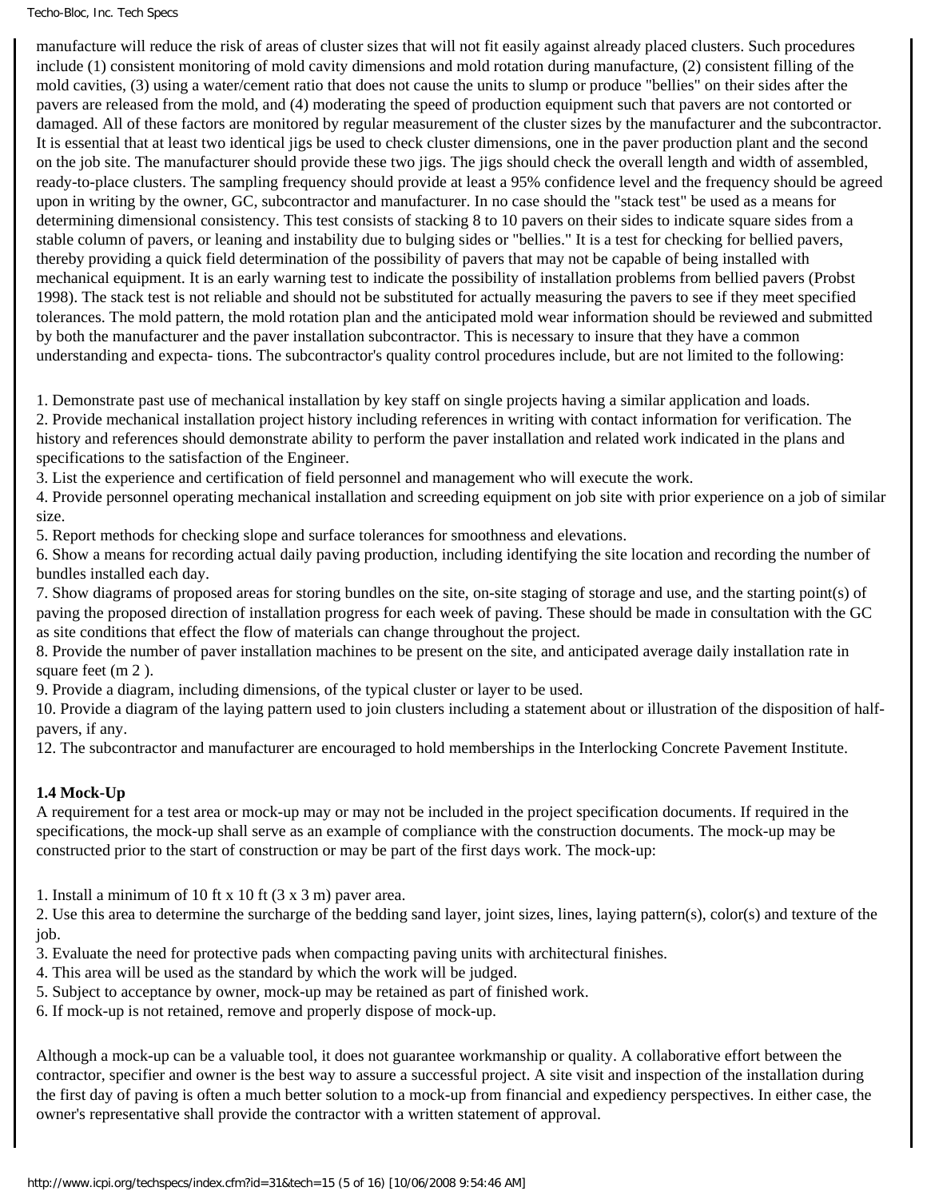manufacture will reduce the risk of areas of cluster sizes that will not fit easily against already placed clusters. Such procedures include (1) consistent monitoring of mold cavity dimensions and mold rotation during manufacture, (2) consistent filling of the mold cavities, (3) using a water/cement ratio that does not cause the units to slump or produce "bellies" on their sides after the pavers are released from the mold, and (4) moderating the speed of production equipment such that pavers are not contorted or damaged. All of these factors are monitored by regular measurement of the cluster sizes by the manufacturer and the subcontractor. It is essential that at least two identical jigs be used to check cluster dimensions, one in the paver production plant and the second on the job site. The manufacturer should provide these two jigs. The jigs should check the overall length and width of assembled, ready-to-place clusters. The sampling frequency should provide at least a 95% confidence level and the frequency should be agreed upon in writing by the owner, GC, subcontractor and manufacturer. In no case should the "stack test" be used as a means for determining dimensional consistency. This test consists of stacking 8 to 10 pavers on their sides to indicate square sides from a stable column of pavers, or leaning and instability due to bulging sides or "bellies." It is a test for checking for bellied pavers, thereby providing a quick field determination of the possibility of pavers that may not be capable of being installed with mechanical equipment. It is an early warning test to indicate the possibility of installation problems from bellied pavers (Probst 1998). The stack test is not reliable and should not be substituted for actually measuring the pavers to see if they meet specified tolerances. The mold pattern, the mold rotation plan and the anticipated mold wear information should be reviewed and submitted by both the manufacturer and the paver installation subcontractor. This is necessary to insure that they have a common understanding and expecta- tions. The subcontractor's quality control procedures include, but are not limited to the following:

1. Demonstrate past use of mechanical installation by key staff on single projects having a similar application and loads.
2. Provide mechanical installation project history including references in writing with contact information for verification. The history and references should demonstrate ability to perform the paver installation and related work indicated in the plans and specifications to the satisfaction of the Engineer.
3. List the experience and certification of field personnel and management who will execute the work.
4. Provide personnel operating mechanical installation and screeding equipment on job site with prior experience on a job of similar size.
5. Report methods for checking slope and surface tolerances for smoothness and elevations.
6. Show a means for recording actual daily paving production, including identifying the site location and recording the number of bundles installed each day.
7. Show diagrams of proposed areas for storing bundles on the site, on-site staging of storage and use, and the starting point(s) of paving the proposed direction of installation progress for each week of paving. These should be made in consultation with the GC as site conditions that effect the flow of materials can change throughout the project.
8. Provide the number of paver installation machines to be present on the site, and anticipated average daily installation rate in square feet ($m^2$).
9. Provide a diagram, including dimensions, of the typical cluster or layer to be used.
10. Provide a diagram of the laying pattern used to join clusters including a statement about or illustration of the disposition of half-pavers, if any.
12. The subcontractor and manufacturer are encouraged to hold memberships in the Interlocking Concrete Pavement Institute.

**1.4 Mock-Up**

A requirement for a test area or mock-up may or may not be included in the project specification documents. If required in the specifications, the mock-up shall serve as an example of compliance with the construction documents. The mock-up may be constructed prior to the start of construction or may be part of the first days work. The mock-up:

1. Install a minimum of 10 ft x 10 ft (3 x 3 m) paver area.
2. Use this area to determine the surcharge of the bedding sand layer, joint sizes, lines, laying pattern(s), color(s) and texture of the job.
3. Evaluate the need for protective pads when compacting paving units with architectural finishes.
4. This area will be used as the standard by which the work will be judged.
5. Subject to acceptance by owner, mock-up may be retained as part of finished work.
6. If mock-up is not retained, remove and properly dispose of mock-up.

Although a mock-up can be a valuable tool, it does not guarantee workmanship or quality. A collaborative effort between the contractor, specifier and owner is the best way to assure a successful project. A site visit and inspection of the installation during the first day of paving is often a much better solution to a mock-up from financial and expediency perspectives. In either case, the owner's representative shall provide the contractor with a written statement of approval.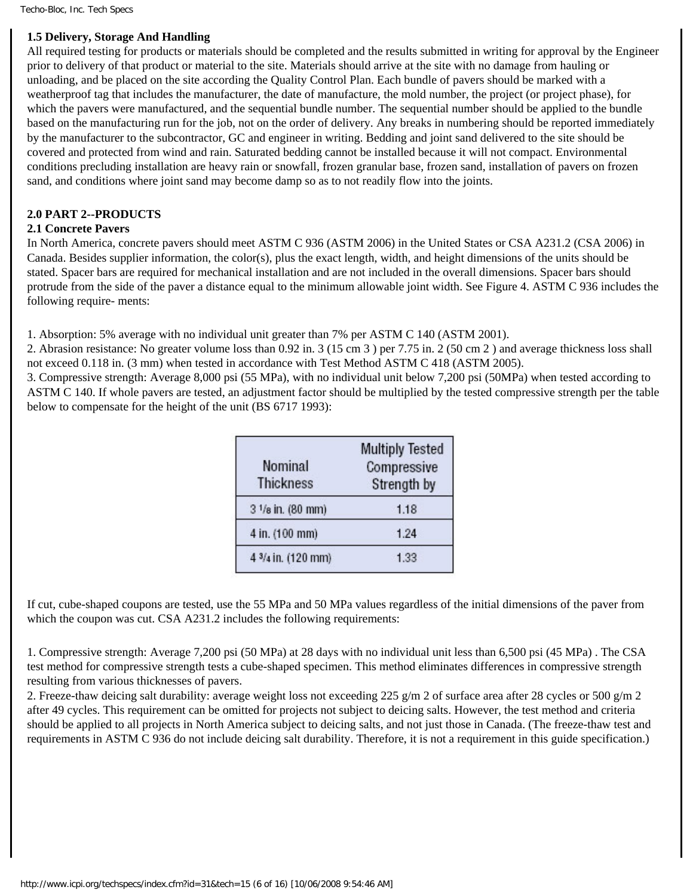### 1.5 Delivery, Storage And Handling

All required testing for products or materials should be completed and the results submitted in writing for approval by the Engineer prior to delivery of that product or material to the site. Materials should arrive at the site with no damage from hauling or unloading, and be placed on the site according the Quality Control Plan. Each bundle of pavers should be marked with a weatherproof tag that includes the manufacturer, the date of manufacture, the mold number, the project (or project phase), for which the pavers were manufactured, and the sequential bundle number. The sequential number should be applied to the bundle based on the manufacturing run for the job, not on the order of delivery. Any breaks in numbering should be reported immediately by the manufacturer to the subcontractor, GC and engineer in writing. Bedding and joint sand delivered to the site should be covered and protected from wind and rain. Saturated bedding cannot be installed because it will not compact. Environmental conditions precluding installation are heavy rain or snowfall, frozen granular base, frozen sand, installation of pavers on frozen sand, and conditions where joint sand may become damp so as to not readily flow into the joints.

## 2.0 PART 2--PRODUCTS

### 2.1 Concrete Pavers

In North America, concrete pavers should meet ASTM C 936 (ASTM 2006) in the United States or CSA A231.2 (CSA 2006) in Canada. Besides supplier information, the color(s), plus the exact length, width, and height dimensions of the units should be stated. Spacer bars are required for mechanical installation and are not included in the overall dimensions. Spacer bars should protrude from the side of the paver a distance equal to the minimum allowable joint width. See Figure 4. ASTM C 936 includes the following require- ments:

1. Absorption: 5% average with no individual unit greater than 7% per ASTM C 140 (ASTM 2001).
2. Abrasion resistance: No greater volume loss than 0.92 in. 3 (15 cm 3 ) per 7.75 in. 2 (50 cm 2 ) and average thickness loss shall not exceed 0.118 in. (3 mm) when tested in accordance with Test Method ASTM C 418 (ASTM 2005).
3. Compressive strength: Average 8,000 psi (55 MPa), with no individual unit below 7,200 psi (50MPa) when tested according to ASTM C 140. If whole pavers are tested, an adjustment factor should be multiplied by the tested compressive strength per the table below to compensate for the height of the unit (BS 6717 1993):

| Nominal Thickness | Multiply Tested Compressive Strength by |
|---|---|
| 3 1/8 in. (80 mm) | 1.18 |
| 4 in. (100 mm) | 1.24 |
| 4 3/4 in. (120 mm) | 1.33 |

If cut, cube-shaped coupons are tested, use the 55 MPa and 50 MPa values regardless of the initial dimensions of the paver from which the coupon was cut. CSA A231.2 includes the following requirements:

1. Compressive strength: Average 7,200 psi (50 MPa) at 28 days with no individual unit less than 6,500 psi (45 MPa) . The CSA test method for compressive strength tests a cube-shaped specimen. This method eliminates differences in compressive strength resulting from various thicknesses of pavers.
2. Freeze-thaw deicing salt durability: average weight loss not exceeding 225 g/m 2 of surface area after 28 cycles or 500 g/m 2 after 49 cycles. This requirement can be omitted for projects not subject to deicing salts. However, the test method and criteria should be applied to all projects in North America subject to deicing salts, and not just those in Canada. (The freeze-thaw test and requirements in ASTM C 936 do not include deicing salt durability. Therefore, it is not a requirement in this guide specification.)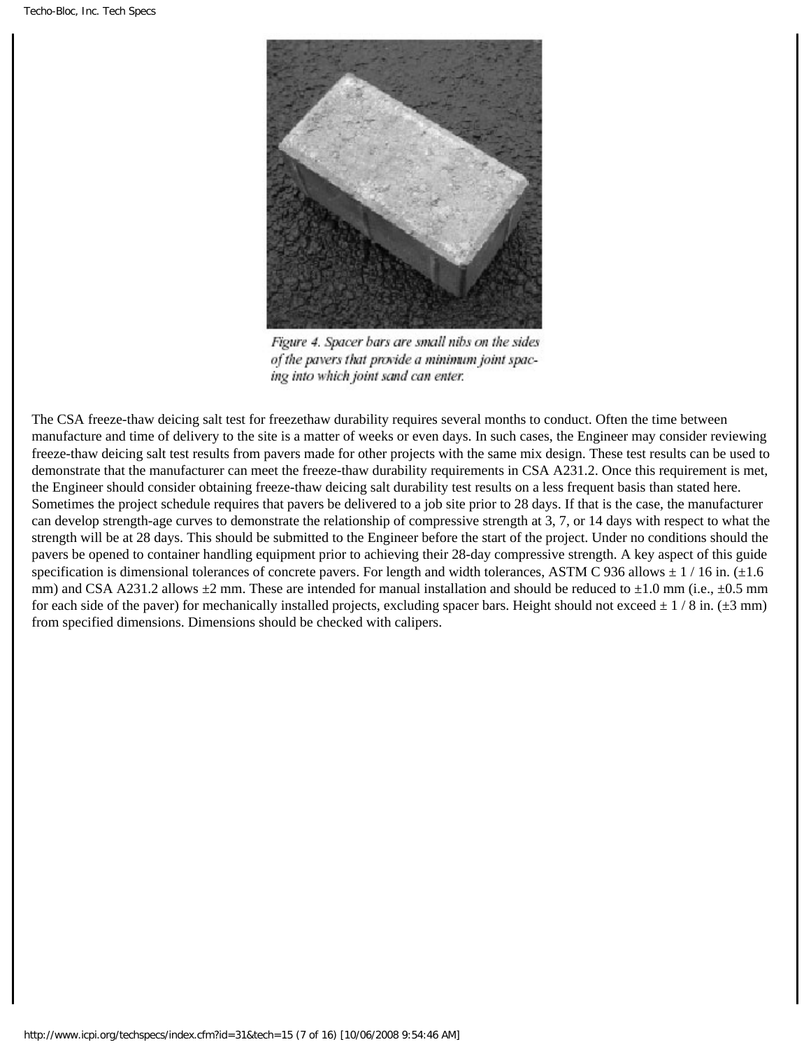Figure 4. Spacer bars are small nibs on the sides of the pavers that provide a minimum joint spacing into which joint sand can enter.

The CSA freeze-thaw deicing salt test for freezethaw durability requires several months to conduct. Often the time between manufacture and time of delivery to the site is a matter of weeks or even days. In such cases, the Engineer may consider reviewing freeze-thaw deicing salt test results from pavers made for other projects with the same mix design. These test results can be used to demonstrate that the manufacturer can meet the freeze-thaw durability requirements in CSA A231.2. Once this requirement is met, the Engineer should consider obtaining freeze-thaw deicing salt durability test results on a less frequent basis than stated here. Sometimes the project schedule requires that pavers be delivered to a job site prior to 28 days. If that is the case, the manufacturer can develop strength-age curves to demonstrate the relationship of compressive strength at 3, 7, or 14 days with respect to what the strength will be at 28 days. This should be submitted to the Engineer before the start of the project. Under no conditions should the pavers be opened to container handling equipment prior to achieving their 28-day compressive strength. A key aspect of this guide specification is dimensional tolerances of concrete pavers. For length and width tolerances, ASTM C 936 allows ± 1 / 16 in. (±1.6 mm) and CSA A231.2 allows ±2 mm. These are intended for manual installation and should be reduced to ±1.0 mm (i.e., ±0.5 mm for each side of the paver) for mechanically installed projects, excluding spacer bars. Height should not exceed ± 1 / 8 in. (±3 mm) from specified dimensions. Dimensions should be checked with calipers.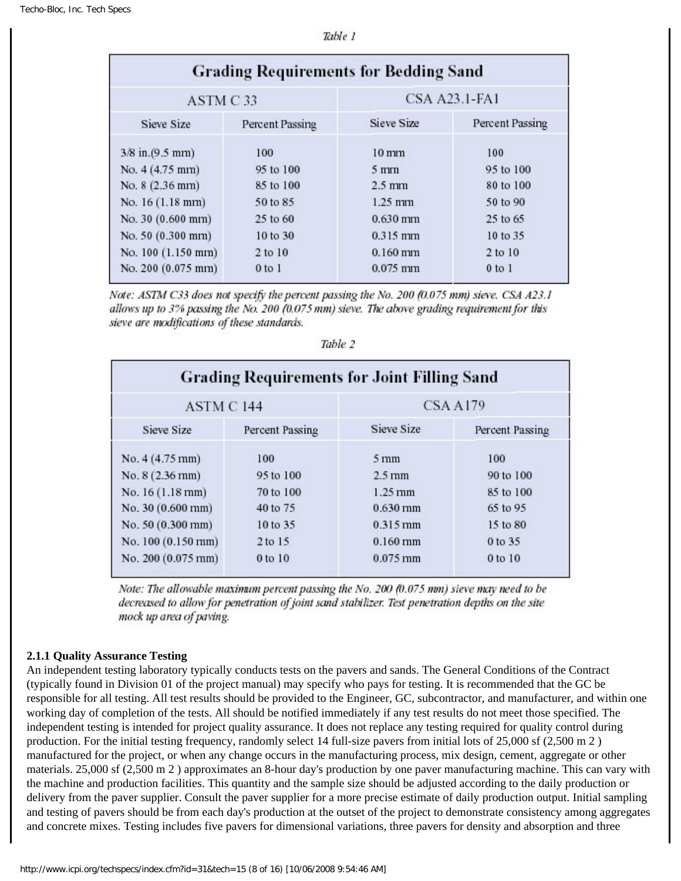*Table 1*

| Grading Requirements for Bedding Sand | | | |
|---|---|---|---|
| ASTM C 33 | | CSA A23.1-FA1 | |
| Sieve Size | Percent Passing | Sieve Size | Percent Passing |
| 3/8 in.(9.5 mm) | 100 | 10 mm | 100 |
| No. 4 (4.75 mm) | 95 to 100 | 5 mm | 95 to 100 |
| No. 8 (2.36 mm) | 85 to 100 | 2.5 mm | 80 to 100 |
| No. 16 (1.18 mm) | 50 to 85 | 1.25 mm | 50 to 90 |
| No. 30 (0.600 mm) | 25 to 60 | 0.630 mm | 25 to 65 |
| No. 50 (0.300 mm) | 10 to 30 | 0.315 mm | 10 to 35 |
| No. 100 (1.150 mm) | 2 to 10 | 0.160 mm | 2 to 10 |
| No. 200 (0.075 mm) | 0 to 1 | 0.075 mm | 0 to 1 |

*Note: ASTM C33 does not specify the percent passing the No. 200 (0.075 mm) sieve. CSA A23.1 allows up to 3% passing the No. 200 (0.075 mm) sieve. The above grading requirement for this sieve are modifications of these standards.*

*Table 2*

| Grading Requirements for Joint Filling Sand | | | |
|---|---|---|---|
| ASTM C 144 | | CSA A179 | |
| Sieve Size | Percent Passing | Sieve Size | Percent Passing |
| No. 4 (4.75 mm) | 100 | 5 mm | 100 |
| No. 8 (2.36 mm) | 95 to 100 | 2.5 mm | 90 to 100 |
| No. 16 (1.18 mm) | 70 to 100 | 1.25 mm | 85 to 100 |
| No. 30 (0.600 mm) | 40 to 75 | 0.630 mm | 65 to 95 |
| No. 50 (0.300 mm) | 10 to 35 | 0.315 mm | 15 to 80 |
| No. 100 (0.150 mm) | 2 to 15 | 0.160 mm | 0 to 35 |
| No. 200 (0.075 mm) | 0 to 10 | 0.075 mm | 0 to 10 |

*Note: The allowable maximum percent passing the No. 200 (0.075 mm) sieve may need to be decreased to allow for penetration of joint sand stabilizer. Test penetration depths on the site mock up area of paving.*

**2.1.1 Quality Assurance Testing**

An independent testing laboratory typically conducts tests on the pavers and sands. The General Conditions of the Contract (typically found in Division 01 of the project manual) may specify who pays for testing. It is recommended that the GC be responsible for all testing. All test results should be provided to the Engineer, GC, subcontractor, and manufacturer, and within one working day of completion of the tests. All should be notified immediately if any test results do not meet those specified. The independent testing is intended for project quality assurance. It does not replace any testing required for quality control during production. For the initial testing frequency, randomly select 14 full-size pavers from initial lots of 25,000 sf (2,500 m 2 ) manufactured for the project, or when any change occurs in the manufacturing process, mix design, cement, aggregate or other materials. 25,000 sf (2,500 m 2 ) approximates an 8-hour day's production by one paver manufacturing machine. This can vary with the machine and production facilities. This quantity and the sample size should be adjusted according to the daily production or delivery from the paver supplier. Consult the paver supplier for a more precise estimate of daily production output. Initial sampling and testing of pavers should be from each day's production at the outset of the project to demonstrate consistency among aggregates and concrete mixes. Testing includes five pavers for dimensional variations, three pavers for density and absorption and three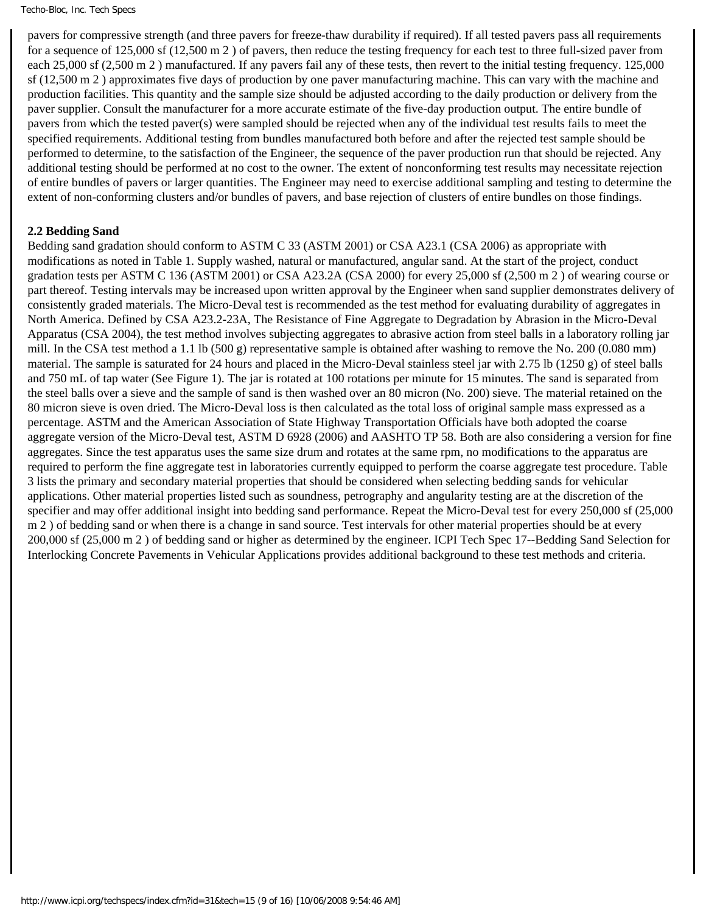pavers for compressive strength (and three pavers for freeze-thaw durability if required). If all tested pavers pass all requirements for a sequence of 125,000 sf (12,500 m 2 ) of pavers, then reduce the testing frequency for each test to three full-sized paver from each 25,000 sf (2,500 m 2 ) manufactured. If any pavers fail any of these tests, then revert to the initial testing frequency. 125,000 sf (12,500 m 2 ) approximates five days of production by one paver manufacturing machine. This can vary with the machine and production facilities. This quantity and the sample size should be adjusted according to the daily production or delivery from the paver supplier. Consult the manufacturer for a more accurate estimate of the five-day production output. The entire bundle of pavers from which the tested paver(s) were sampled should be rejected when any of the individual test results fails to meet the specified requirements. Additional testing from bundles manufactured both before and after the rejected test sample should be performed to determine, to the satisfaction of the Engineer, the sequence of the paver production run that should be rejected. Any additional testing should be performed at no cost to the owner. The extent of nonconforming test results may necessitate rejection of entire bundles of pavers or larger quantities. The Engineer may need to exercise additional sampling and testing to determine the extent of non-conforming clusters and/or bundles of pavers, and base rejection of clusters of entire bundles on those findings.

**2.2 Bedding Sand**

Bedding sand gradation should conform to ASTM C 33 (ASTM 2001) or CSA A23.1 (CSA 2006) as appropriate with modifications as noted in Table 1. Supply washed, natural or manufactured, angular sand. At the start of the project, conduct gradation tests per ASTM C 136 (ASTM 2001) or CSA A23.2A (CSA 2000) for every 25,000 sf (2,500 m 2 ) of wearing course or part thereof. Testing intervals may be increased upon written approval by the Engineer when sand supplier demonstrates delivery of consistently graded materials. The Micro-Deval test is recommended as the test method for evaluating durability of aggregates in North America. Defined by CSA A23.2-23A, The Resistance of Fine Aggregate to Degradation by Abrasion in the Micro-Deval Apparatus (CSA 2004), the test method involves subjecting aggregates to abrasive action from steel balls in a laboratory rolling jar mill. In the CSA test method a 1.1 lb (500 g) representative sample is obtained after washing to remove the No. 200 (0.080 mm) material. The sample is saturated for 24 hours and placed in the Micro-Deval stainless steel jar with 2.75 lb (1250 g) of steel balls and 750 mL of tap water (See Figure 1). The jar is rotated at 100 rotations per minute for 15 minutes. The sand is separated from the steel balls over a sieve and the sample of sand is then washed over an 80 micron (No. 200) sieve. The material retained on the 80 micron sieve is oven dried. The Micro-Deval loss is then calculated as the total loss of original sample mass expressed as a percentage. ASTM and the American Association of State Highway Transportation Officials have both adopted the coarse aggregate version of the Micro-Deval test, ASTM D 6928 (2006) and AASHTO TP 58. Both are also considering a version for fine aggregates. Since the test apparatus uses the same size drum and rotates at the same rpm, no modifications to the apparatus are required to perform the fine aggregate test in laboratories currently equipped to perform the coarse aggregate test procedure. Table 3 lists the primary and secondary material properties that should be considered when selecting bedding sands for vehicular applications. Other material properties listed such as soundness, petrography and angularity testing are at the discretion of the specifier and may offer additional insight into bedding sand performance. Repeat the Micro-Deval test for every 250,000 sf (25,000 m 2 ) of bedding sand or when there is a change in sand source. Test intervals for other material properties should be at every 200,000 sf (25,000 m 2 ) of bedding sand or higher as determined by the engineer. ICPI Tech Spec 17--Bedding Sand Selection for Interlocking Concrete Pavements in Vehicular Applications provides additional background to these test methods and criteria.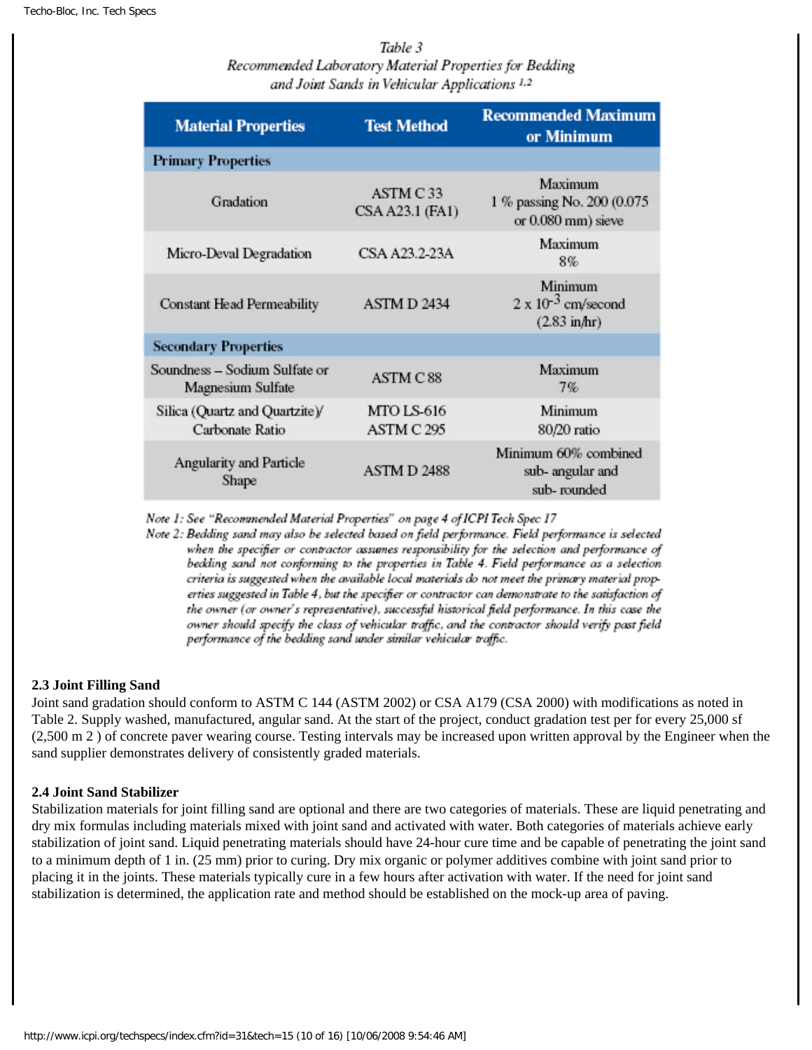*Table 3*
*Recommended Laboratory Material Properties for Bedding and Joint Sands in Vehicular Applications [1,2]*

| Material Properties | Test Method | Recommended Maximum or Minimum |
|---|---|---|
| **Primary Properties** | | |
| Gradation | ASTM C 33<br>CSA A23.1 (FA1) | Maximum<br>1 % passing No. 200 (0.075 or 0.080 mm) sieve |
| Micro-Deval Degradation | CSA A23.2-23A | Maximum<br>8% |
| Constant Head Permeability | ASTM D 2434 | Minimum<br>$2 \times 10^{-3}$ cm/second (2.83 in/hr) |
| **Secondary Properties** | | |
| Soundness – Sodium Sulfate or Magnesium Sulfate | ASTM C 88 | Maximum<br>7% |
| Silica (Quartz and Quartzite)/ Carbonate Ratio | MTO LS-616<br>ASTM C 295 | Minimum<br>80/20 ratio |
| Angularity and Particle Shape | ASTM D 2488 | Minimum 60% combined sub- angular and sub- rounded |

*Note 1: See "Recommended Material Properties" on page 4 of ICPI Tech Spec 17*

*Note 2: Bedding sand may also be selected based on field performance. Field performance is selected when the specifier or contractor assumes responsibility for the selection and performance of bedding sand not conforming to the properties in Table 4. Field performance as a selection criteria is suggested when the available local materials do not meet the primary material properties suggested in Table 4, but the specifier or contractor can demonstrate to the satisfaction of the owner (or owner's representative), successful historical field performance. In this case the owner should specify the class of vehicular traffic, and the contractor should verify past field performance of the bedding sand under similar vehicular traffic.*

**2.3 Joint Filling Sand**

Joint sand gradation should conform to ASTM C 144 (ASTM 2002) or CSA A179 (CSA 2000) with modifications as noted in Table 2. Supply washed, manufactured, angular sand. At the start of the project, conduct gradation test per for every 25,000 sf (2,500 m 2 ) of concrete paver wearing course. Testing intervals may be increased upon written approval by the Engineer when the sand supplier demonstrates delivery of consistently graded materials.

**2.4 Joint Sand Stabilizer**

Stabilization materials for joint filling sand are optional and there are two categories of materials. These are liquid penetrating and dry mix formulas including materials mixed with joint sand and activated with water. Both categories of materials achieve early stabilization of joint sand. Liquid penetrating materials should have 24-hour cure time and be capable of penetrating the joint sand to a minimum depth of 1 in. (25 mm) prior to curing. Dry mix organic or polymer additives combine with joint sand prior to placing it in the joints. These materials typically cure in a few hours after activation with water. If the need for joint sand stabilization is determined, the application rate and method should be established on the mock-up area of paving.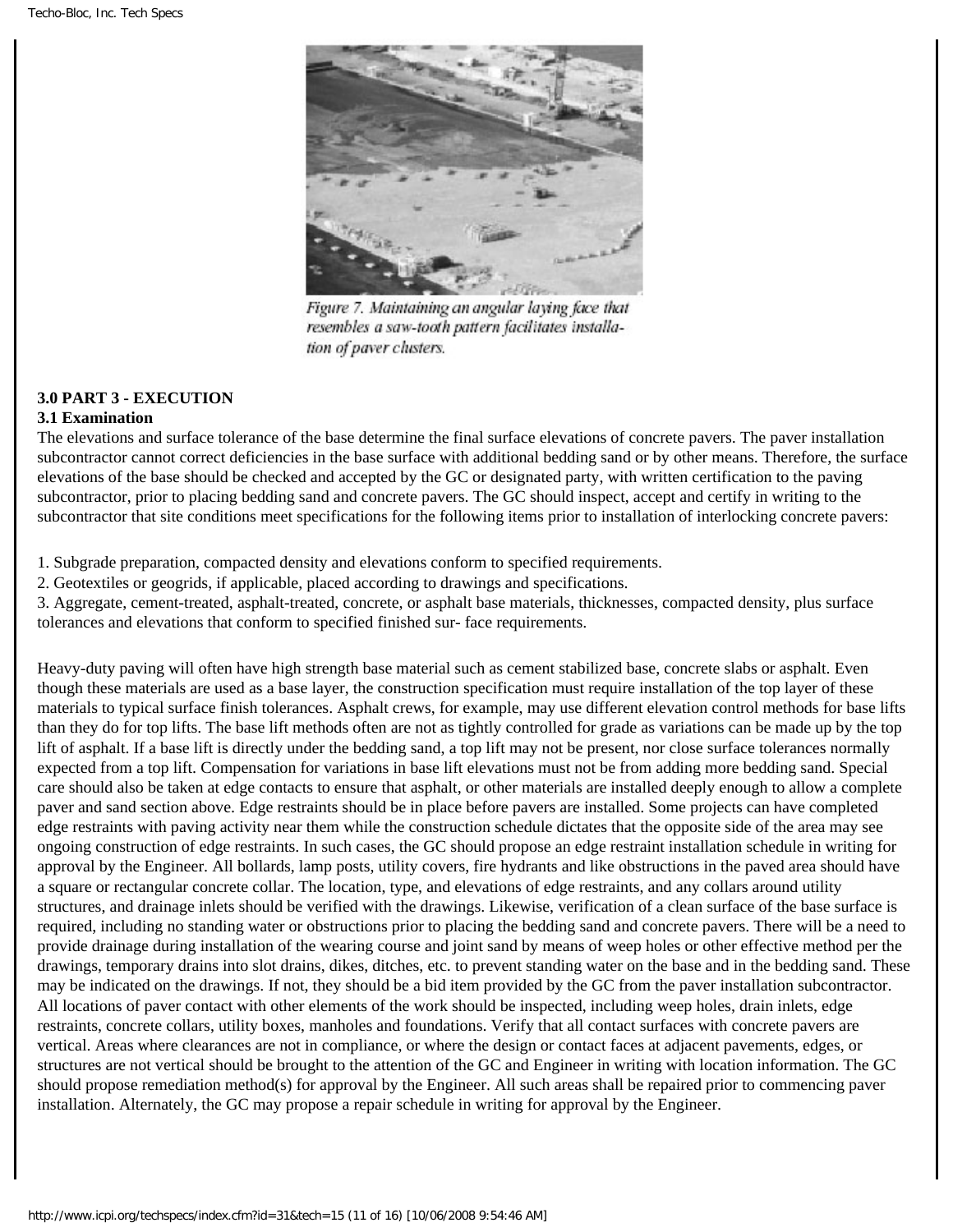*Figure 7. Maintaining an angular laying face that resembles a saw-tooth pattern facilitates installation of paver clusters.*

## 3.0 PART 3 - EXECUTION

### 3.1 Examination

The elevations and surface tolerance of the base determine the final surface elevations of concrete pavers. The paver installation subcontractor cannot correct deficiencies in the base surface with additional bedding sand or by other means. Therefore, the surface elevations of the base should be checked and accepted by the GC or designated party, with written certification to the paving subcontractor, prior to placing bedding sand and concrete pavers. The GC should inspect, accept and certify in writing to the subcontractor that site conditions meet specifications for the following items prior to installation of interlocking concrete pavers:

1. Subgrade preparation, compacted density and elevations conform to specified requirements.
2. Geotextiles or geogrids, if applicable, placed according to drawings and specifications.
3. Aggregate, cement-treated, asphalt-treated, concrete, or asphalt base materials, thicknesses, compacted density, plus surface tolerances and elevations that conform to specified finished sur- face requirements.

Heavy-duty paving will often have high strength base material such as cement stabilized base, concrete slabs or asphalt. Even though these materials are used as a base layer, the construction specification must require installation of the top layer of these materials to typical surface finish tolerances. Asphalt crews, for example, may use different elevation control methods for base lifts than they do for top lifts. The base lift methods often are not as tightly controlled for grade as variations can be made up by the top lift of asphalt. If a base lift is directly under the bedding sand, a top lift may not be present, nor close surface tolerances normally expected from a top lift. Compensation for variations in base lift elevations must not be from adding more bedding sand. Special care should also be taken at edge contacts to ensure that asphalt, or other materials are installed deeply enough to allow a complete paver and sand section above. Edge restraints should be in place before pavers are installed. Some projects can have completed edge restraints with paving activity near them while the construction schedule dictates that the opposite side of the area may see ongoing construction of edge restraints. In such cases, the GC should propose an edge restraint installation schedule in writing for approval by the Engineer. All bollards, lamp posts, utility covers, fire hydrants and like obstructions in the paved area should have a square or rectangular concrete collar. The location, type, and elevations of edge restraints, and any collars around utility structures, and drainage inlets should be verified with the drawings. Likewise, verification of a clean surface of the base surface is required, including no standing water or obstructions prior to placing the bedding sand and concrete pavers. There will be a need to provide drainage during installation of the wearing course and joint sand by means of weep holes or other effective method per the drawings, temporary drains into slot drains, dikes, ditches, etc. to prevent standing water on the base and in the bedding sand. These may be indicated on the drawings. If not, they should be a bid item provided by the GC from the paver installation subcontractor. All locations of paver contact with other elements of the work should be inspected, including weep holes, drain inlets, edge restraints, concrete collars, utility boxes, manholes and foundations. Verify that all contact surfaces with concrete pavers are vertical. Areas where clearances are not in compliance, or where the design or contact faces at adjacent pavements, edges, or structures are not vertical should be brought to the attention of the GC and Engineer in writing with location information. The GC should propose remediation method(s) for approval by the Engineer. All such areas shall be repaired prior to commencing paver installation. Alternately, the GC may propose a repair schedule in writing for approval by the Engineer.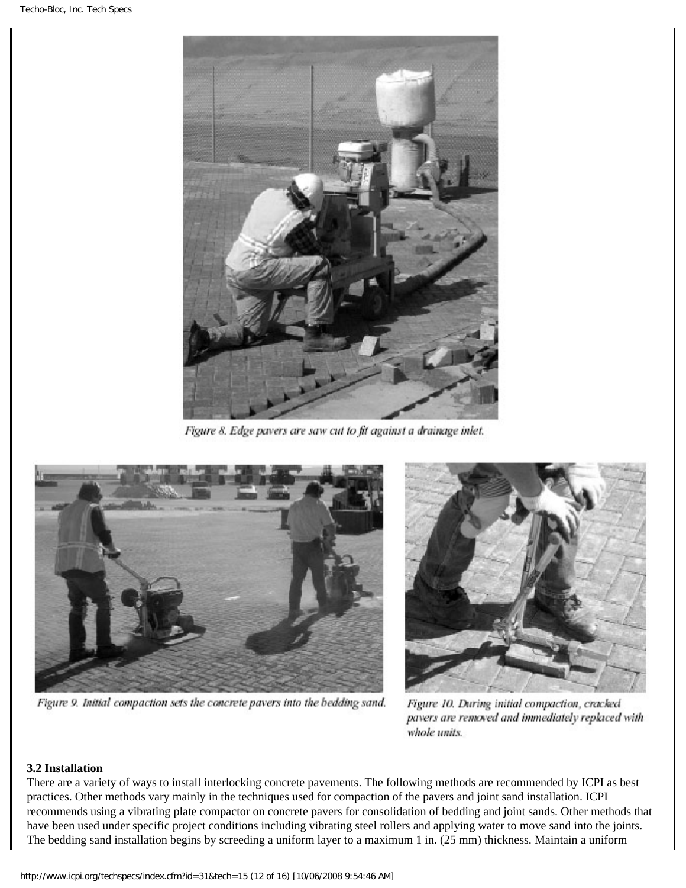Figure 8. Edge pavers are saw cut to fit against a drainage inlet.

Figure 9. Initial compaction sets the concrete pavers into the bedding sand.

Figure 10. During initial compaction, cracked pavers are removed and immediately replaced with whole units.

### 3.2 Installation

There are a variety of ways to install interlocking concrete pavements. The following methods are recommended by ICPI as best practices. Other methods vary mainly in the techniques used for compaction of the pavers and joint sand installation. ICPI recommends using a vibrating plate compactor on concrete pavers for consolidation of bedding and joint sands. Other methods that have been used under specific project conditions including vibrating steel rollers and applying water to move sand into the joints. The bedding sand installation begins by screeding a uniform layer to a maximum 1 in. (25 mm) thickness. Maintain a uniform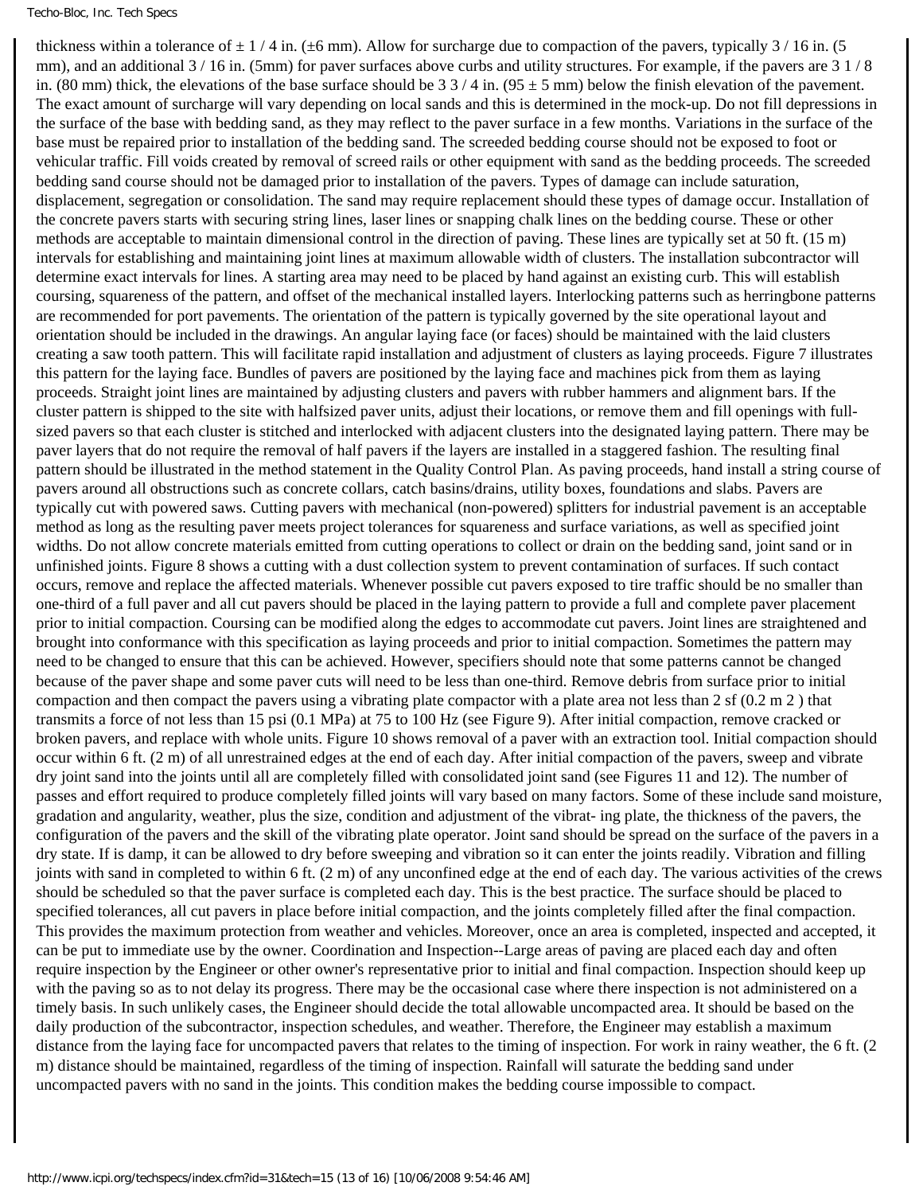thickness within a tolerance of ± 1 / 4 in. (±6 mm). Allow for surcharge due to compaction of the pavers, typically 3 / 16 in. (5 mm), and an additional 3 / 16 in. (5mm) for paver surfaces above curbs and utility structures. For example, if the pavers are 3 1 / 8 in. (80 mm) thick, the elevations of the base surface should be 3 3 / 4 in. (95 ± 5 mm) below the finish elevation of the pavement. The exact amount of surcharge will vary depending on local sands and this is determined in the mock-up. Do not fill depressions in the surface of the base with bedding sand, as they may reflect to the paver surface in a few months. Variations in the surface of the base must be repaired prior to installation of the bedding sand. The screeded bedding course should not be exposed to foot or vehicular traffic. Fill voids created by removal of screed rails or other equipment with sand as the bedding proceeds. The screeded bedding sand course should not be damaged prior to installation of the pavers. Types of damage can include saturation, displacement, segregation or consolidation. The sand may require replacement should these types of damage occur. Installation of the concrete pavers starts with securing string lines, laser lines or snapping chalk lines on the bedding course. These or other methods are acceptable to maintain dimensional control in the direction of paving. These lines are typically set at 50 ft. (15 m) intervals for establishing and maintaining joint lines at maximum allowable width of clusters. The installation subcontractor will determine exact intervals for lines. A starting area may need to be placed by hand against an existing curb. This will establish coursing, squareness of the pattern, and offset of the mechanical installed layers. Interlocking patterns such as herringbone patterns are recommended for port pavements. The orientation of the pattern is typically governed by the site operational layout and orientation should be included in the drawings. An angular laying face (or faces) should be maintained with the laid clusters creating a saw tooth pattern. This will facilitate rapid installation and adjustment of clusters as laying proceeds. Figure 7 illustrates this pattern for the laying face. Bundles of pavers are positioned by the laying face and machines pick from them as laying proceeds. Straight joint lines are maintained by adjusting clusters and pavers with rubber hammers and alignment bars. If the cluster pattern is shipped to the site with halfsized paver units, adjust their locations, or remove them and fill openings with full-sized pavers so that each cluster is stitched and interlocked with adjacent clusters into the designated laying pattern. There may be paver layers that do not require the removal of half pavers if the layers are installed in a staggered fashion. The resulting final pattern should be illustrated in the method statement in the Quality Control Plan. As paving proceeds, hand install a string course of pavers around all obstructions such as concrete collars, catch basins/drains, utility boxes, foundations and slabs. Pavers are typically cut with powered saws. Cutting pavers with mechanical (non-powered) splitters for industrial pavement is an acceptable method as long as the resulting paver meets project tolerances for squareness and surface variations, as well as specified joint widths. Do not allow concrete materials emitted from cutting operations to collect or drain on the bedding sand, joint sand or in unfinished joints. Figure 8 shows a cutting with a dust collection system to prevent contamination of surfaces. If such contact occurs, remove and replace the affected materials. Whenever possible cut pavers exposed to tire traffic should be no smaller than one-third of a full paver and all cut pavers should be placed in the laying pattern to provide a full and complete paver placement prior to initial compaction. Coursing can be modified along the edges to accommodate cut pavers. Joint lines are straightened and brought into conformance with this specification as laying proceeds and prior to initial compaction. Sometimes the pattern may need to be changed to ensure that this can be achieved. However, specifiers should note that some patterns cannot be changed because of the paver shape and some paver cuts will need to be less than one-third. Remove debris from surface prior to initial compaction and then compact the pavers using a vibrating plate compactor with a plate area not less than 2 sf (0.2 $m^2$) that transmits a force of not less than 15 psi (0.1 MPa) at 75 to 100 Hz (see Figure 9). After initial compaction, remove cracked or broken pavers, and replace with whole units. Figure 10 shows removal of a paver with an extraction tool. Initial compaction should occur within 6 ft. (2 m) of all unrestrained edges at the end of each day. After initial compaction of the pavers, sweep and vibrate dry joint sand into the joints until all are completely filled with consolidated joint sand (see Figures 11 and 12). The number of passes and effort required to produce completely filled joints will vary based on many factors. Some of these include sand moisture, gradation and angularity, weather, plus the size, condition and adjustment of the vibrat- ing plate, the thickness of the pavers, the configuration of the pavers and the skill of the vibrating plate operator. Joint sand should be spread on the surface of the pavers in a dry state. If is damp, it can be allowed to dry before sweeping and vibration so it can enter the joints readily. Vibration and filling joints with sand in completed to within 6 ft. (2 m) of any unconfined edge at the end of each day. The various activities of the crews should be scheduled so that the paver surface is completed each day. This is the best practice. The surface should be placed to specified tolerances, all cut pavers in place before initial compaction, and the joints completely filled after the final compaction. This provides the maximum protection from weather and vehicles. Moreover, once an area is completed, inspected and accepted, it can be put to immediate use by the owner. Coordination and Inspection--Large areas of paving are placed each day and often require inspection by the Engineer or other owner's representative prior to initial and final compaction. Inspection should keep up with the paving so as to not delay its progress. There may be the occasional case where there inspection is not administered on a timely basis. In such unlikely cases, the Engineer should decide the total allowable uncompacted area. It should be based on the daily production of the subcontractor, inspection schedules, and weather. Therefore, the Engineer may establish a maximum distance from the laying face for uncompacted pavers that relates to the timing of inspection. For work in rainy weather, the 6 ft. (2 m) distance should be maintained, regardless of the timing of inspection. Rainfall will saturate the bedding sand under uncompacted pavers with no sand in the joints. This condition makes the bedding course impossible to compact.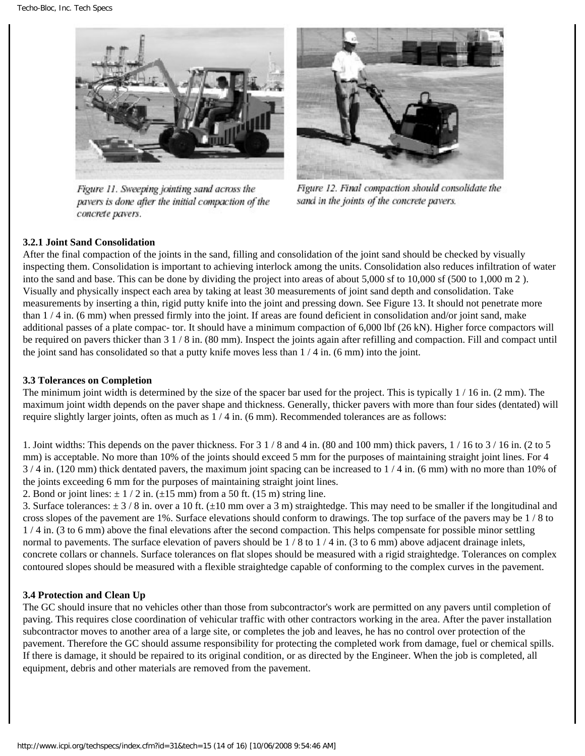Figure 11. Sweeping jointing sand across the pavers is done after the initial compaction of the concrete pavers.

Figure 12. Final compaction should consolidate the sand in the joints of the concrete pavers.

### 3.2.1 Joint Sand Consolidation

After the final compaction of the joints in the sand, filling and consolidation of the joint sand should be checked by visually inspecting them. Consolidation is important to achieving interlock among the units. Consolidation also reduces infiltration of water into the sand and base. This can be done by dividing the project into areas of about 5,000 sf to 10,000 sf (500 to 1,000 m 2 ). Visually and physically inspect each area by taking at least 30 measurements of joint sand depth and consolidation. Take measurements by inserting a thin, rigid putty knife into the joint and pressing down. See Figure 13. It should not penetrate more than 1 / 4 in. (6 mm) when pressed firmly into the joint. If areas are found deficient in consolidation and/or joint sand, make additional passes of a plate compac- tor. It should have a minimum compaction of 6,000 lbf (26 kN). Higher force compactors will be required on pavers thicker than 3 1 / 8 in. (80 mm). Inspect the joints again after refilling and compaction. Fill and compact until the joint sand has consolidated so that a putty knife moves less than 1 / 4 in. (6 mm) into the joint.

### 3.3 Tolerances on Completion

The minimum joint width is determined by the size of the spacer bar used for the project. This is typically 1 / 16 in. (2 mm). The maximum joint width depends on the paver shape and thickness. Generally, thicker pavers with more than four sides (dentated) will require slightly larger joints, often as much as 1 / 4 in. (6 mm). Recommended tolerances are as follows:

1. Joint widths: This depends on the paver thickness. For 3 1 / 8 and 4 in. (80 and 100 mm) thick pavers, 1 / 16 to 3 / 16 in. (2 to 5 mm) is acceptable. No more than 10% of the joints should exceed 5 mm for the purposes of maintaining straight joint lines. For 4 3 / 4 in. (120 mm) thick dentated pavers, the maximum joint spacing can be increased to 1 / 4 in. (6 mm) with no more than 10% of the joints exceeding 6 mm for the purposes of maintaining straight joint lines.
2. Bond or joint lines: ± 1 / 2 in. (±15 mm) from a 50 ft. (15 m) string line.
3. Surface tolerances: ± 3 / 8 in. over a 10 ft. (±10 mm over a 3 m) straightedge. This may need to be smaller if the longitudinal and cross slopes of the pavement are 1%. Surface elevations should conform to drawings. The top surface of the pavers may be 1 / 8 to 1 / 4 in. (3 to 6 mm) above the final elevations after the second compaction. This helps compensate for possible minor settling normal to pavements. The surface elevation of pavers should be 1 / 8 to 1 / 4 in. (3 to 6 mm) above adjacent drainage inlets, concrete collars or channels. Surface tolerances on flat slopes should be measured with a rigid straightedge. Tolerances on complex contoured slopes should be measured with a flexible straightedge capable of conforming to the complex curves in the pavement.

### 3.4 Protection and Clean Up

The GC should insure that no vehicles other than those from subcontractor's work are permitted on any pavers until completion of paving. This requires close coordination of vehicular traffic with other contractors working in the area. After the paver installation subcontractor moves to another area of a large site, or completes the job and leaves, he has no control over protection of the pavement. Therefore the GC should assume responsibility for protecting the completed work from damage, fuel or chemical spills. If there is damage, it should be repaired to its original condition, or as directed by the Engineer. When the job is completed, all equipment, debris and other materials are removed from the pavement.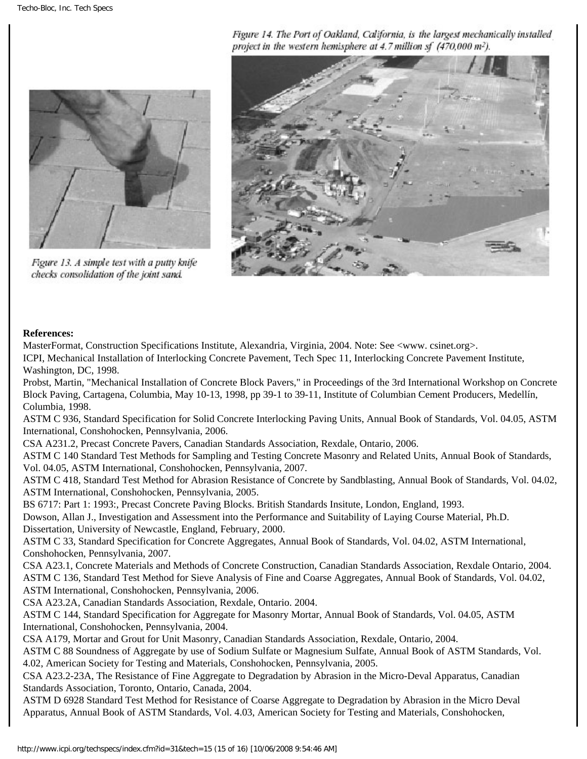Figure 13. A simple test with a putty knife checks consolidation of the joint sand.

Figure 14. The Port of Oakland, California, is the largest mechanically installed project in the western hemisphere at 4.7 million sf (470,000 m²).

**References:**

MasterFormat, Construction Specifications Institute, Alexandria, Virginia, 2004. Note: See <www. csinet.org>.

ICPI, Mechanical Installation of Interlocking Concrete Pavement, Tech Spec 11, Interlocking Concrete Pavement Institute, Washington, DC, 1998.

Probst, Martin, "Mechanical Installation of Concrete Block Pavers," in Proceedings of the 3rd International Workshop on Concrete Block Paving, Cartagena, Columbia, May 10-13, 1998, pp 39-1 to 39-11, Institute of Columbian Cement Producers, Medellín, Columbia, 1998.

ASTM C 936, Standard Specification for Solid Concrete Interlocking Paving Units, Annual Book of Standards, Vol. 04.05, ASTM International, Conshohocken, Pennsylvania, 2006.

CSA A231.2, Precast Concrete Pavers, Canadian Standards Association, Rexdale, Ontario, 2006.

ASTM C 140 Standard Test Methods for Sampling and Testing Concrete Masonry and Related Units, Annual Book of Standards, Vol. 04.05, ASTM International, Conshohocken, Pennsylvania, 2007.

ASTM C 418, Standard Test Method for Abrasion Resistance of Concrete by Sandblasting, Annual Book of Standards, Vol. 04.02, ASTM International, Conshohocken, Pennsylvania, 2005.

BS 6717: Part 1: 1993:, Precast Concrete Paving Blocks. British Standards Insitute, London, England, 1993.

Dowson, Allan J., Investigation and Assessment into the Performance and Suitability of Laying Course Material, Ph.D. Dissertation, University of Newcastle, England, February, 2000.

ASTM C 33, Standard Specification for Concrete Aggregates, Annual Book of Standards, Vol. 04.02, ASTM International, Conshohocken, Pennsylvania, 2007.

CSA A23.1, Concrete Materials and Methods of Concrete Construction, Canadian Standards Association, Rexdale Ontario, 2004.

ASTM C 136, Standard Test Method for Sieve Analysis of Fine and Coarse Aggregates, Annual Book of Standards, Vol. 04.02, ASTM International, Conshohocken, Pennsylvania, 2006.

CSA A23.2A, Canadian Standards Association, Rexdale, Ontario. 2004.

ASTM C 144, Standard Specification for Aggregate for Masonry Mortar, Annual Book of Standards, Vol. 04.05, ASTM International, Conshohocken, Pennsylvania, 2004.

CSA A179, Mortar and Grout for Unit Masonry, Canadian Standards Association, Rexdale, Ontario, 2004.

ASTM C 88 Soundness of Aggregate by use of Sodium Sulfate or Magnesium Sulfate, Annual Book of ASTM Standards, Vol. 4.02, American Society for Testing and Materials, Conshohocken, Pennsylvania, 2005.

CSA A23.2-23A, The Resistance of Fine Aggregate to Degradation by Abrasion in the Micro-Deval Apparatus, Canadian Standards Association, Toronto, Ontario, Canada, 2004.

ASTM D 6928 Standard Test Method for Resistance of Coarse Aggregate to Degradation by Abrasion in the Micro Deval Apparatus, Annual Book of ASTM Standards, Vol. 4.03, American Society for Testing and Materials, Conshohocken,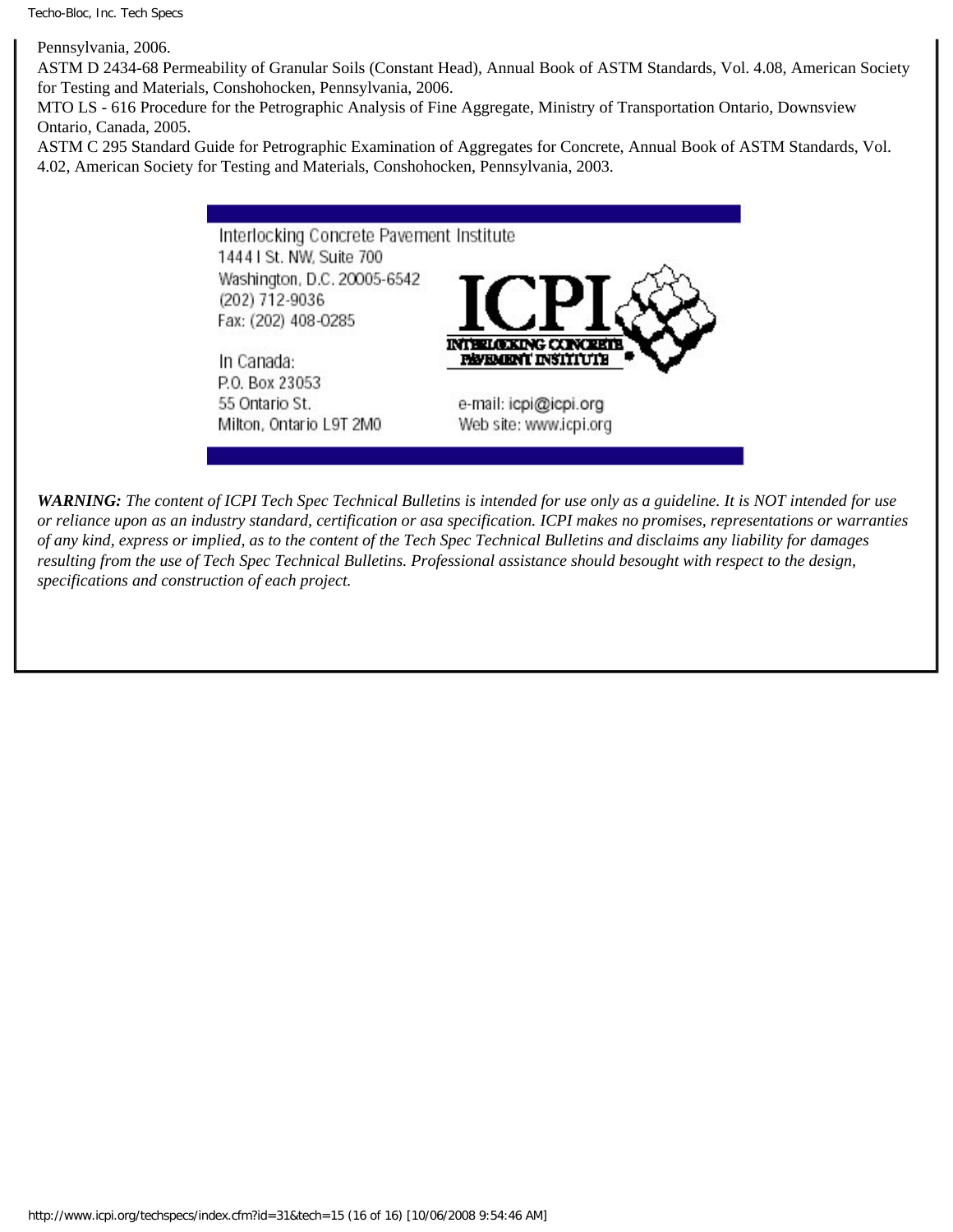Pennsylvania, 2006.

ASTM D 2434-68 Permeability of Granular Soils (Constant Head), Annual Book of ASTM Standards, Vol. 4.08, American Society for Testing and Materials, Conshohocken, Pennsylvania, 2006.

MTO LS - 616 Procedure for the Petrographic Analysis of Fine Aggregate, Ministry of Transportation Ontario, Downsview Ontario, Canada, 2005.

ASTM C 295 Standard Guide for Petrographic Examination of Aggregates for Concrete, Annual Book of ASTM Standards, Vol. 4.02, American Society for Testing and Materials, Conshohocken, Pennsylvania, 2003.

Interlocking Concrete Pavement Institute
1444 I St. NW, Suite 700
Washington, D.C. 20005-6542
(202) 712-9036
Fax: (202) 408-0285

In Canada:
P.O. Box 23053
55 Ontario St.
Milton, Ontario L9T 2M0

ICPI
INTERLOCKING CONCRETE PAVEMENT INSTITUTE

e-mail: icpi@icpi.org
Web site: www.icpi.org

***WARNING:*** *The content of ICPI Tech Spec Technical Bulletins is intended for use only as a guideline. It is NOT intended for use or reliance upon as an industry standard, certification or asa specification. ICPI makes no promises, representations or warranties of any kind, express or implied, as to the content of the Tech Spec Technical Bulletins and disclaims any liability for damages resulting from the use of Tech Spec Technical Bulletins. Professional assistance should besought with respect to the design, specifications and construction of each project.*